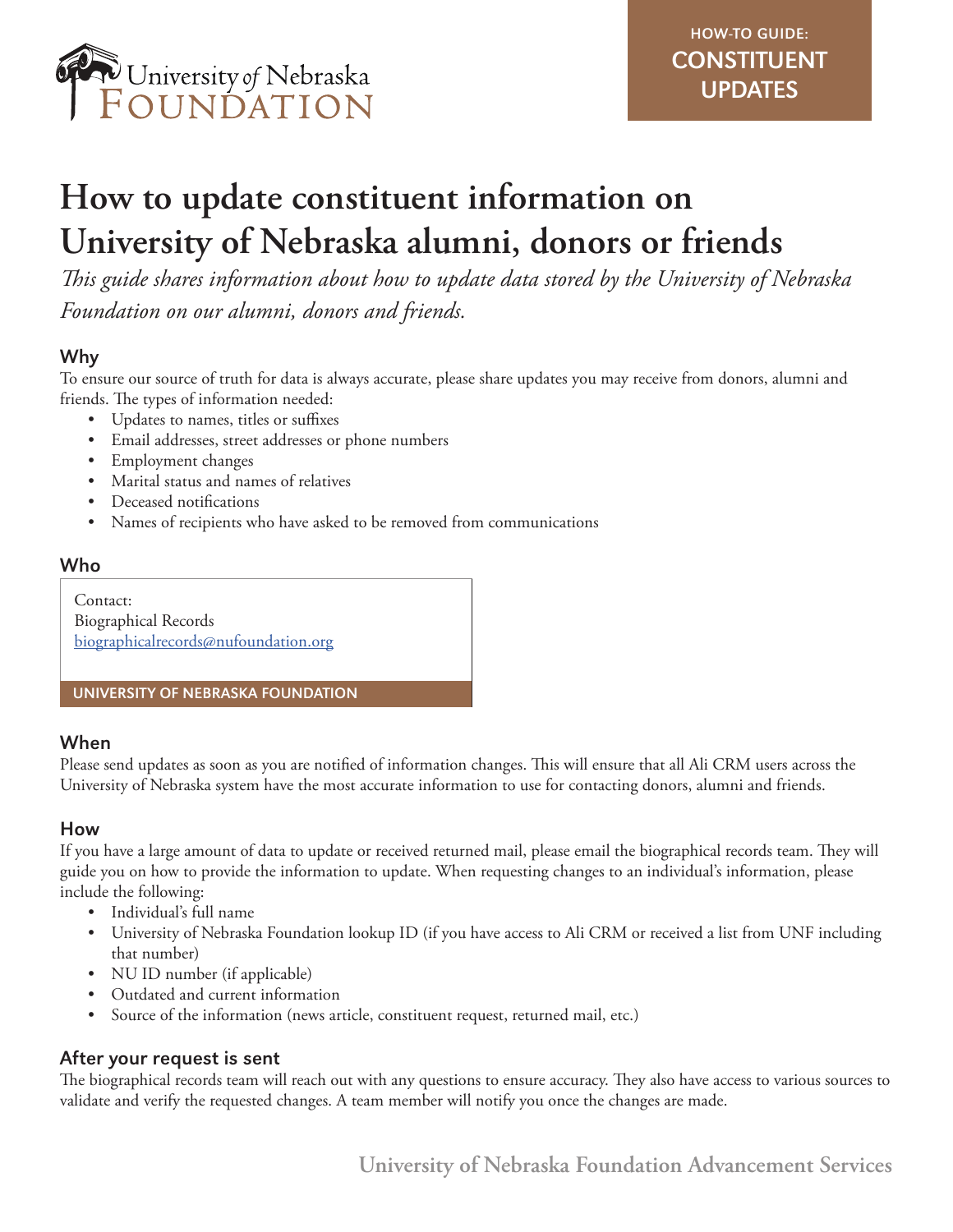HOW-TO GUIDE:
**CONSTITUENT UPDATES**

# How to update constituent information on University of Nebraska alumni, donors or friends

*This guide shares information about how to update data stored by the University of Nebraska Foundation on our alumni, donors and friends.*

## Why

To ensure our source of truth for data is always accurate, please share updates you may receive from donors, alumni and friends. The types of information needed:

- Updates to names, titles or suffixes
- Email addresses, street addresses or phone numbers
- Employment changes
- Marital status and names of relatives
- Deceased notifications
- Names of recipients who have asked to be removed from communications

## Who

Contact:
Biographical Records
biographicalrecords@nufoundation.org

**UNIVERSITY OF NEBRASKA FOUNDATION**

## When

Please send updates as soon as you are notified of information changes. This will ensure that all Ali CRM users across the University of Nebraska system have the most accurate information to use for contacting donors, alumni and friends.

## How

If you have a large amount of data to update or received returned mail, please email the biographical records team. They will guide you on how to provide the information to update. When requesting changes to an individual's information, please include the following:

- Individual's full name
- University of Nebraska Foundation lookup ID (if you have access to Ali CRM or received a list from UNF including that number)
- NU ID number (if applicable)
- Outdated and current information
- Source of the information (news article, constituent request, returned mail, etc.)

## After your request is sent

The biographical records team will reach out with any questions to ensure accuracy. They also have access to various sources to validate and verify the requested changes. A team member will notify you once the changes are made.

**University of Nebraska Foundation Advancement Services**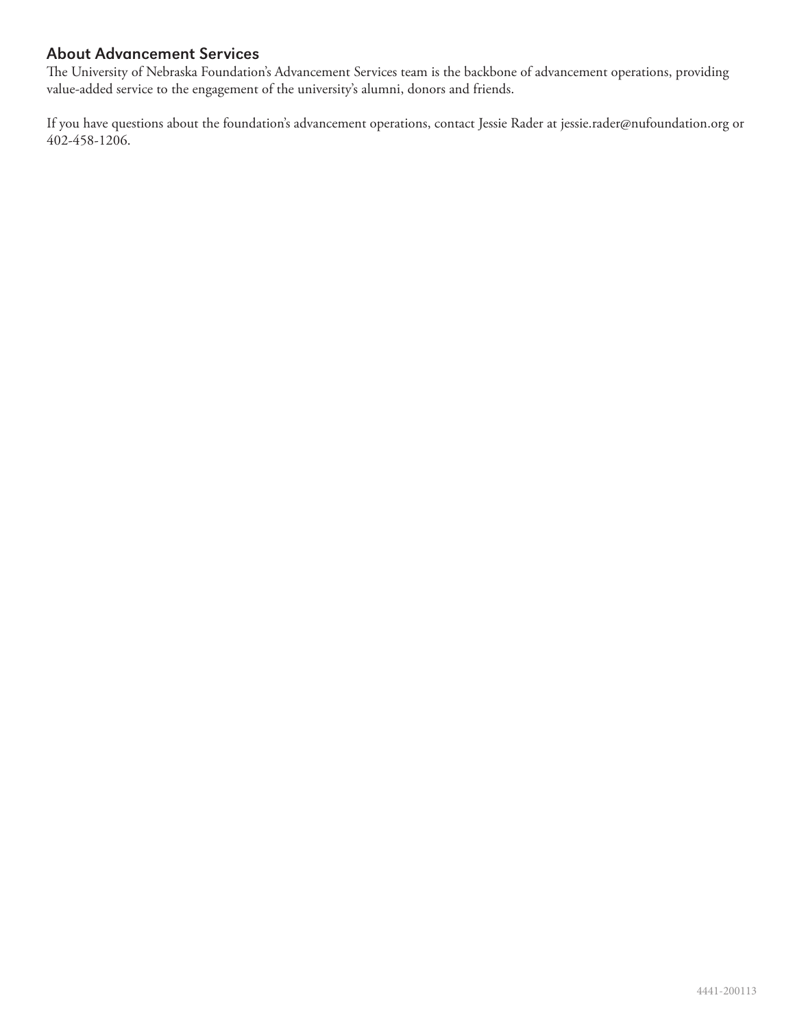## About Advancement Services

The University of Nebraska Foundation's Advancement Services team is the backbone of advancement operations, providing value-added service to the engagement of the university's alumni, donors and friends.

If you have questions about the foundation's advancement operations, contact Jessie Rader at jessie.rader@nufoundation.org or 402-458-1206.

4441-200113